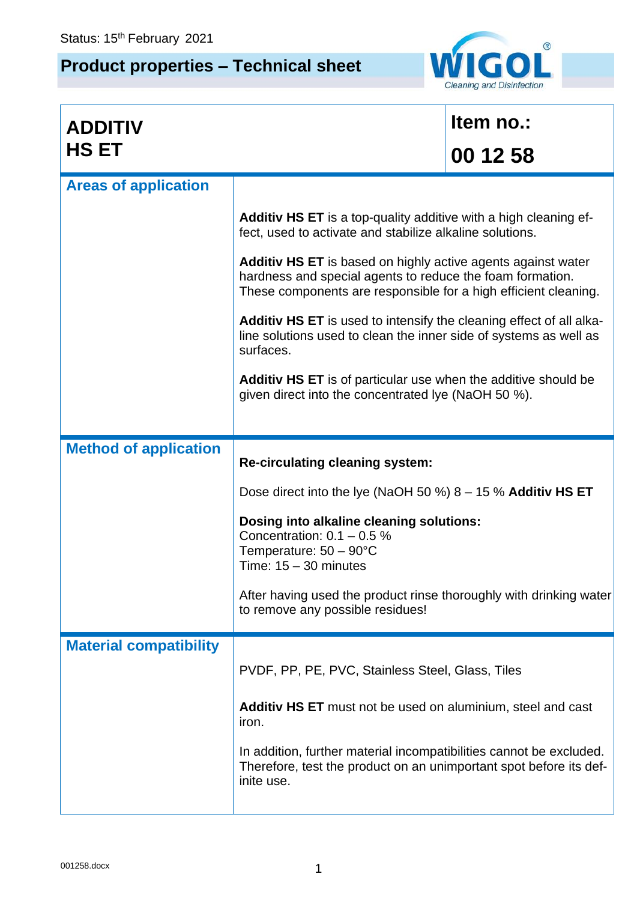Status: 15th February 2021

# Product properties – Technical sheet

| **ADDITIV HS ET** | **Item no.: 00 12 58** |
|---|---|

## Areas of application

**Additiv HS ET** is a top-quality additive with a high cleaning effect, used to activate and stabilize alkaline solutions.

**Additiv HS ET** is based on highly active agents against water hardness and special agents to reduce the foam formation. These components are responsible for a high efficient cleaning.

**Additiv HS ET** is used to intensify the cleaning effect of all alkaline solutions used to clean the inner side of systems as well as surfaces.

**Additiv HS ET** is of particular use when the additive should be given direct into the concentrated lye (NaOH 50 %).

## Method of application

**Re-circulating cleaning system:**

Dose direct into the lye (NaOH 50 %) 8 – 15 % **Additiv HS ET**

**Dosing into alkaline cleaning solutions:**
Concentration: 0.1 – 0.5 %
Temperature: 50 – 90°C
Time: 15 – 30 minutes

After having used the product rinse thoroughly with drinking water to remove any possible residues!

## Material compatibility

PVDF, PP, PE, PVC, Stainless Steel, Glass, Tiles

**Additiv HS ET** must not be used on aluminium, steel and cast iron.

In addition, further material incompatibilities cannot be excluded. Therefore, test the product on an unimportant spot before its definite use.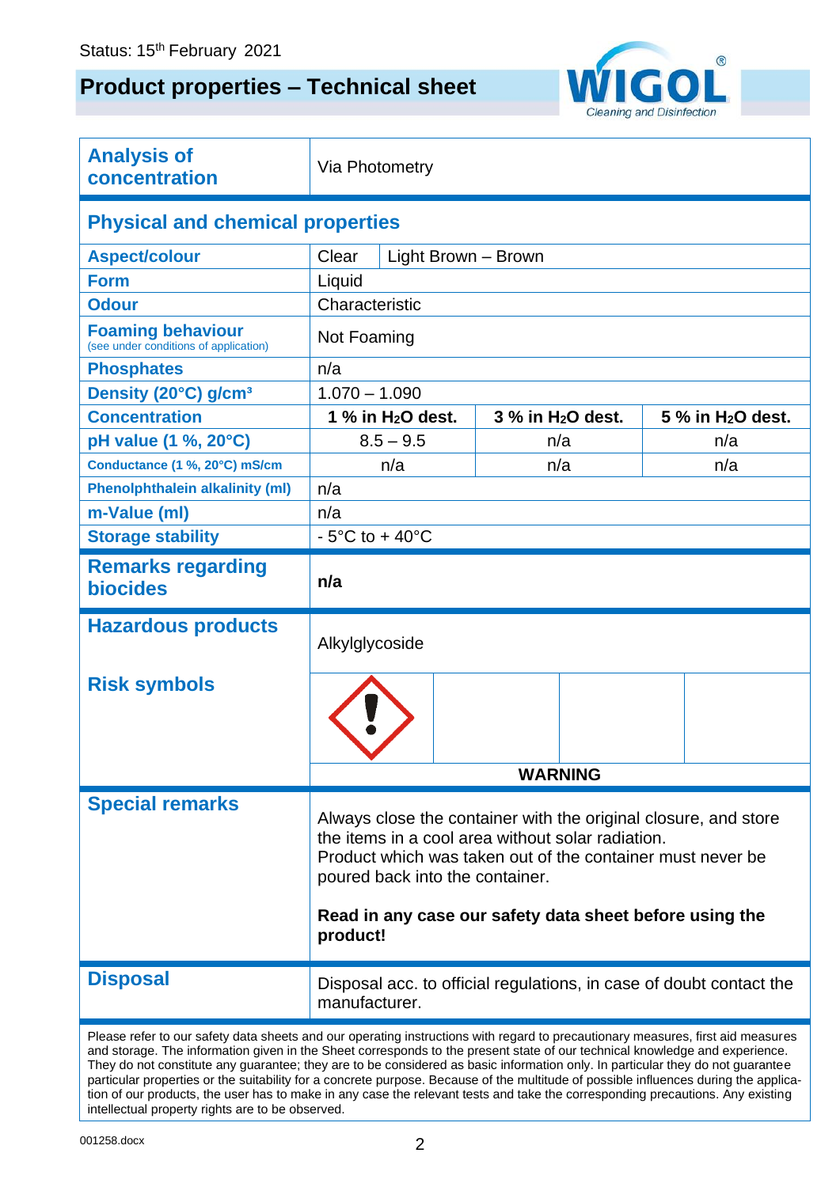Status: 15th February 2021

# Product properties – Technical sheet

| | | | |
|---|---|---|---|
| **Analysis of concentration** | Via Photometry | | |
| **Physical and chemical properties** | | | |
| **Aspect/colour** | Clear | Light Brown – Brown | |
| **Form** | Liquid | | |
| **Odour** | Characteristic | | |
| **Foaming behaviour** (see under conditions of application) | Not Foaming | | |
| **Phosphates** | n/a | | |
| **Density (20°C) g/cm³** | 1.070 – 1.090 | | |
| **Concentration** | **1 % in $H_2O$ dest.** | **3 % in $H_2O$ dest.** | **5 % in $H_2O$ dest.** |
| **pH value (1 %, 20°C)** | 8.5 – 9.5 | n/a | n/a |
| **Conductance (1 %, 20°C) mS/cm** | n/a | n/a | n/a |
| **Phenolphthalein alkalinity (ml)** | n/a | | |
| **m-Value (ml)** | n/a | | |
| **Storage stability** | - 5°C to + 40°C | | |
| **Remarks regarding biocides** | **n/a** | | |
| **Hazardous products** | Alkylglycoside | | |
| **Risk symbols** | **WARNING** | | |
| **Special remarks** | Always close the container with the original closure, and store the items in a cool area without solar radiation. Product which was taken out of the container must never be poured back into the container. **Read in any case our safety data sheet before using the product!** | | |
| **Disposal** | Disposal acc. to official regulations, in case of doubt contact the manufacturer. | | |

Please refer to our safety data sheets and our operating instructions with regard to precautionary measures, first aid measures and storage. The information given in the Sheet corresponds to the present state of our technical knowledge and experience. They do not constitute any guarantee; they are to be considered as basic information only. In particular they do not guarantee particular properties or the suitability for a concrete purpose. Because of the multitude of possible influences during the application of our products, the user has to make in any case the relevant tests and take the corresponding precautions. Any existing intellectual property rights are to be observed.

001258.docx